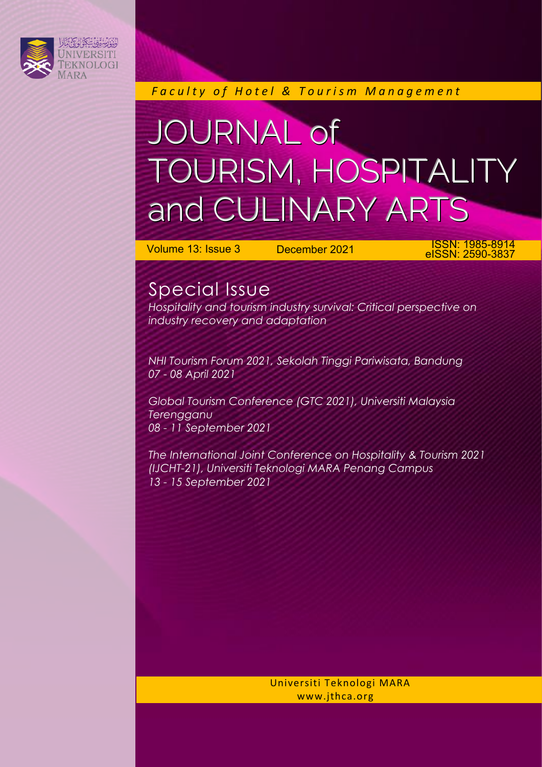UNIVERSITI TEKNOLOGI MARA

*Faculty of Hotel & Tourism Management*

# JOURNAL of TOURISM, HOSPITALITY and CULINARY ARTS

Volume 13: Issue 3 December 2021 ISSN: 1985-8914 eISSN: 2590-3837

## Special Issue

*Hospitality and tourism industry survival: Critical perspective on industry recovery and adaptation*

*NHI Tourism Forum 2021, Sekolah Tinggi Pariwisata, Bandung 07 - 08 April 2021*

*Global Tourism Conference (GTC 2021), Universiti Malaysia Terengganu 08 - 11 September 2021*

*The International Joint Conference on Hospitality & Tourism 2021 (IJCHT-21), Universiti Teknologi MARA Penang Campus 13 - 15 September 2021*

Universiti Teknologi MARA
www.jthca.org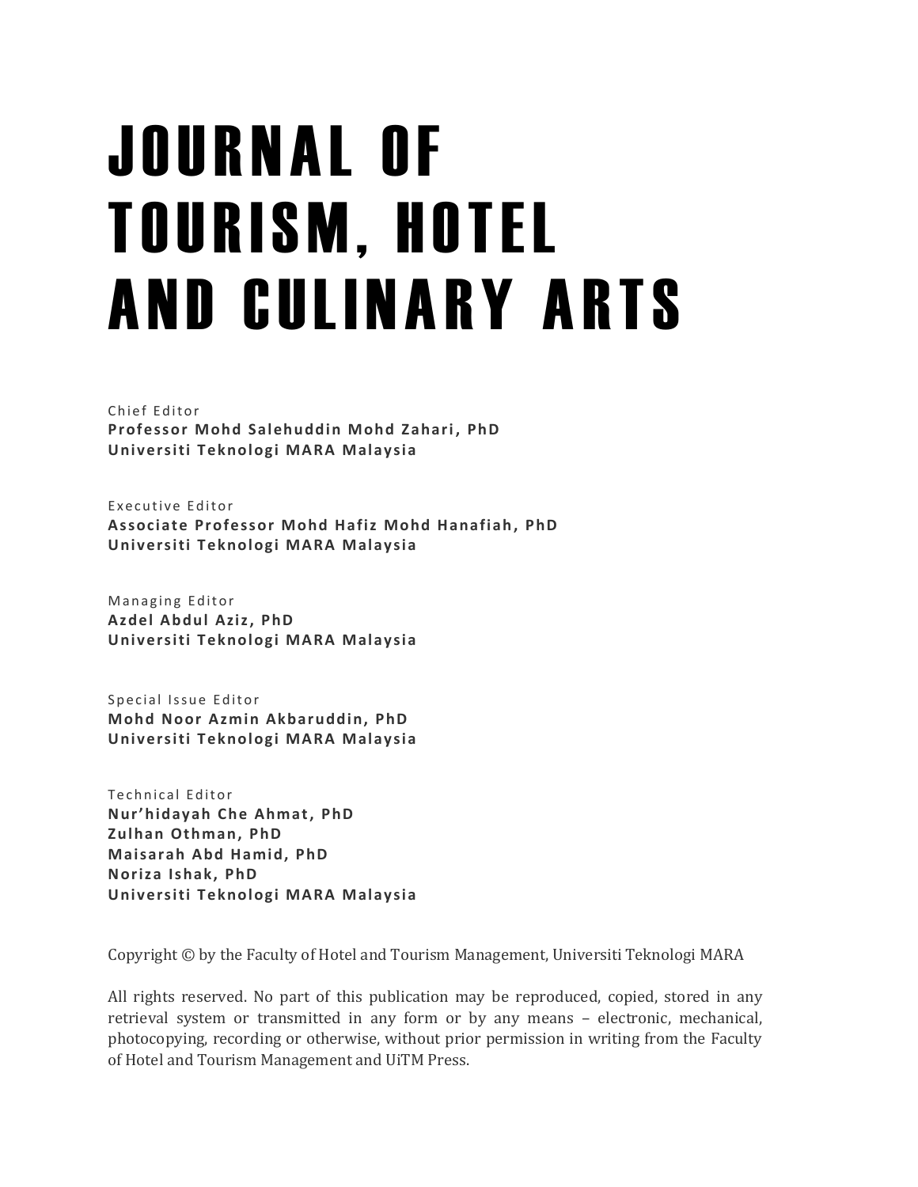# JOURNAL OF TOURISM, HOTEL AND CULINARY ARTS

Chief Editor
**Professor Mohd Salehuddin Mohd Zahari, PhD**
**Universiti Teknologi MARA Malaysia**

Executive Editor
**Associate Professor Mohd Hafiz Mohd Hanafiah, PhD**
**Universiti Teknologi MARA Malaysia**

Managing Editor
**Azdel Abdul Aziz, PhD**
**Universiti Teknologi MARA Malaysia**

Special Issue Editor
**Mohd Noor Azmin Akbaruddin, PhD**
**Universiti Teknologi MARA Malaysia**

Technical Editor
**Nur'hidayah Che Ahmat, PhD**
**Zulhan Othman, PhD**
**Maisarah Abd Hamid, PhD**
**Noriza Ishak, PhD**
**Universiti Teknologi MARA Malaysia**

Copyright © by the Faculty of Hotel and Tourism Management, Universiti Teknologi MARA

All rights reserved. No part of this publication may be reproduced, copied, stored in any retrieval system or transmitted in any form or by any means – electronic, mechanical, photocopying, recording or otherwise, without prior permission in writing from the Faculty of Hotel and Tourism Management and UiTM Press.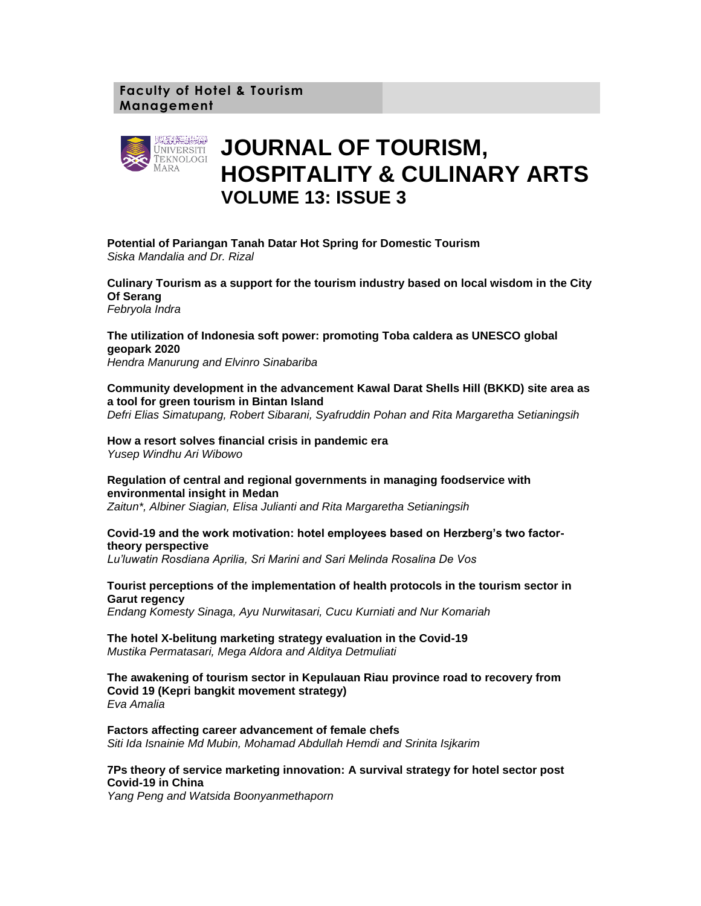**Faculty of Hotel & Tourism Management**

# JOURNAL OF TOURISM, HOSPITALITY & CULINARY ARTS

## VOLUME 13: ISSUE 3

**Potential of Pariangan Tanah Datar Hot Spring for Domestic Tourism**
*Siska Mandalia and Dr. Rizal*

**Culinary Tourism as a support for the tourism industry based on local wisdom in the City Of Serang**
*Febryola Indra*

**The utilization of Indonesia soft power: promoting Toba caldera as UNESCO global geopark 2020**
*Hendra Manurung and Elvinro Sinabariba*

**Community development in the advancement Kawal Darat Shells Hill (BKKD) site area as a tool for green tourism in Bintan Island**
*Defri Elias Simatupang, Robert Sibarani, Syafruddin Pohan and Rita Margaretha Setianingsih*

**How a resort solves financial crisis in pandemic era**
*Yusep Windhu Ari Wibowo*

**Regulation of central and regional governments in managing foodservice with environmental insight in Medan**
*Zaitun*, Albiner Siagian, Elisa Julianti and Rita Margaretha Setianingsih*

**Covid-19 and the work motivation: hotel employees based on Herzberg's two factor-theory perspective**
*Lu'luwatin Rosdiana Aprilia, Sri Marini and Sari Melinda Rosalina De Vos*

**Tourist perceptions of the implementation of health protocols in the tourism sector in Garut regency**
*Endang Komesty Sinaga, Ayu Nurwitasari, Cucu Kurniati and Nur Komariah*

**The hotel X-belitung marketing strategy evaluation in the Covid-19**
*Mustika Permatasari, Mega Aldora and Alditya Detmuliati*

**The awakening of tourism sector in Kepulauan Riau province road to recovery from Covid 19 (Kepri bangkit movement strategy)**
*Eva Amalia*

**Factors affecting career advancement of female chefs**
*Siti Ida Isnainie Md Mubin, Mohamad Abdullah Hemdi and Srinita Isjkarim*

**7Ps theory of service marketing innovation: A survival strategy for hotel sector post Covid-19 in China**
*Yang Peng and Watsida Boonyanmethaporn*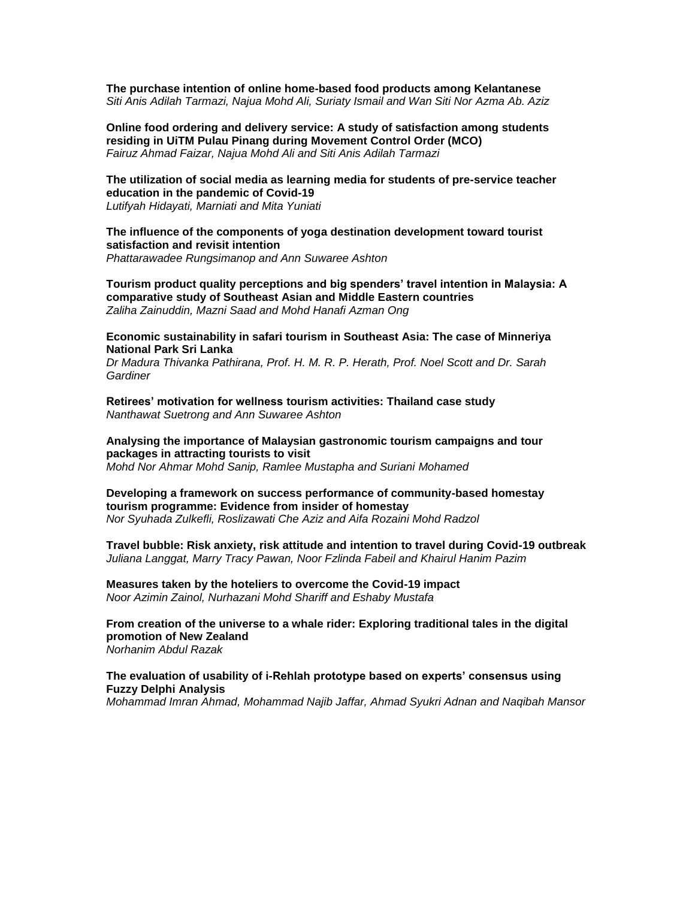**The purchase intention of online home-based food products among Kelantanese**
*Siti Anis Adilah Tarmazi, Najua Mohd Ali, Suriaty Ismail and Wan Siti Nor Azma Ab. Aziz*

**Online food ordering and delivery service: A study of satisfaction among students residing in UiTM Pulau Pinang during Movement Control Order (MCO)**
*Fairuz Ahmad Faizar, Najua Mohd Ali and Siti Anis Adilah Tarmazi*

**The utilization of social media as learning media for students of pre-service teacher education in the pandemic of Covid-19**
*Lutifyah Hidayati, Marniati and Mita Yuniati*

**The influence of the components of yoga destination development toward tourist satisfaction and revisit intention**
*Phattarawadee Rungsimanop and Ann Suwaree Ashton*

**Tourism product quality perceptions and big spenders' travel intention in Malaysia: A comparative study of Southeast Asian and Middle Eastern countries**
*Zaliha Zainuddin, Mazni Saad and Mohd Hanafi Azman Ong*

**Economic sustainability in safari tourism in Southeast Asia: The case of Minneriya National Park Sri Lanka**
*Dr Madura Thivanka Pathirana, Prof. H. M. R. P. Herath, Prof. Noel Scott and Dr. Sarah Gardiner*

**Retirees' motivation for wellness tourism activities: Thailand case study**
*Nanthawat Suetrong and Ann Suwaree Ashton*

**Analysing the importance of Malaysian gastronomic tourism campaigns and tour packages in attracting tourists to visit**
*Mohd Nor Ahmar Mohd Sanip, Ramlee Mustapha and Suriani Mohamed*

**Developing a framework on success performance of community-based homestay tourism programme: Evidence from insider of homestay**
*Nor Syuhada Zulkefli, Roslizawati Che Aziz and Aifa Rozaini Mohd Radzol*

**Travel bubble: Risk anxiety, risk attitude and intention to travel during Covid-19 outbreak**
*Juliana Langgat, Marry Tracy Pawan, Noor Fzlinda Fabeil and Khairul Hanim Pazim*

**Measures taken by the hoteliers to overcome the Covid-19 impact**
*Noor Azimin Zainol, Nurhazani Mohd Shariff and Eshaby Mustafa*

**From creation of the universe to a whale rider: Exploring traditional tales in the digital promotion of New Zealand**
*Norhanim Abdul Razak*

**The evaluation of usability of i-Rehlah prototype based on experts' consensus using Fuzzy Delphi Analysis**
*Mohammad Imran Ahmad, Mohammad Najib Jaffar, Ahmad Syukri Adnan and Naqibah Mansor*